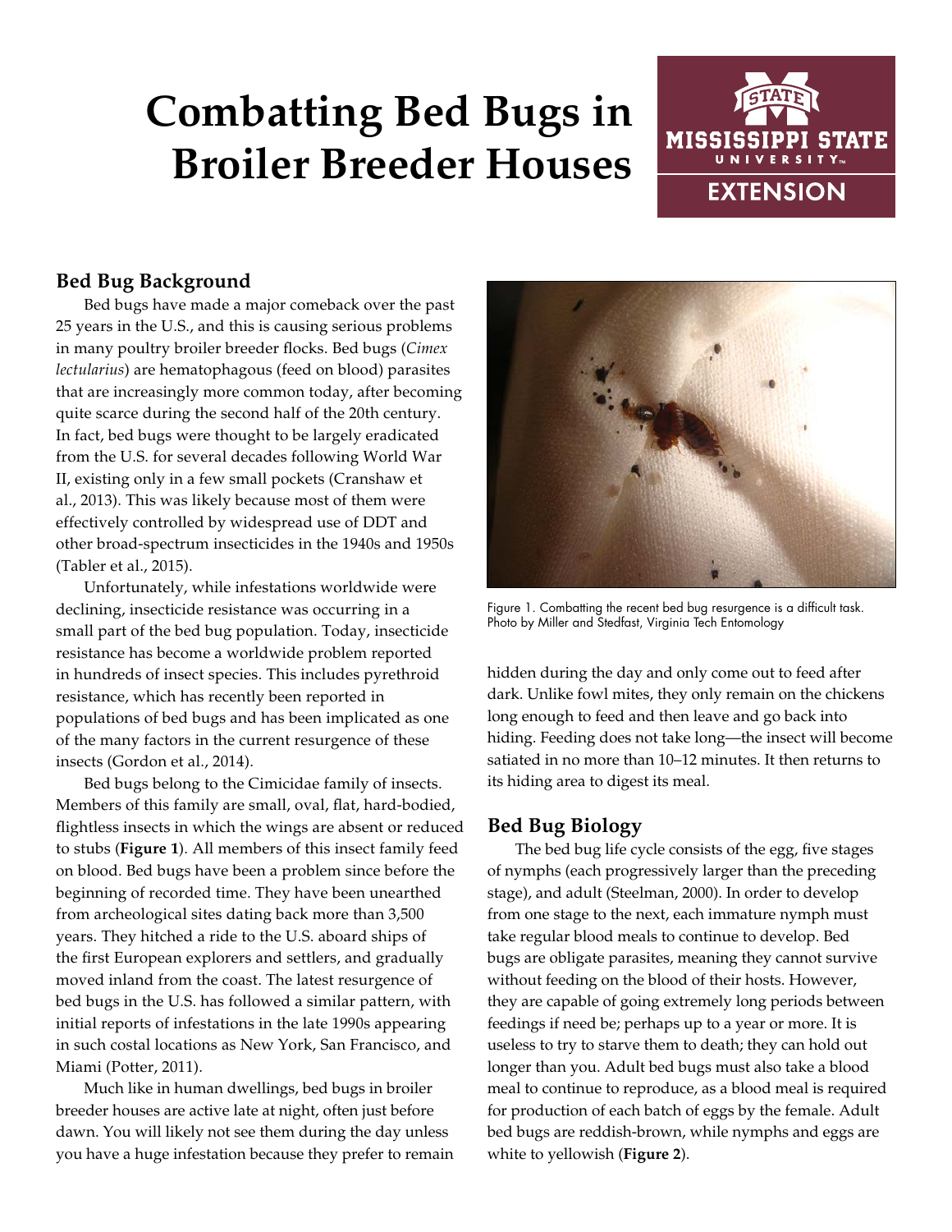# Combatting Bed Bugs in Broiler Breeder Houses

## Bed Bug Background

Bed bugs have made a major comeback over the past 25 years in the U.S., and this is causing serious problems in many poultry broiler breeder flocks. Bed bugs (*Cimex lectularius*) are hematophagous (feed on blood) parasites that are increasingly more common today, after becoming quite scarce during the second half of the 20th century. In fact, bed bugs were thought to be largely eradicated from the U.S. for several decades following World War II, existing only in a few small pockets (Cranshaw et al., 2013). This was likely because most of them were effectively controlled by widespread use of DDT and other broad-spectrum insecticides in the 1940s and 1950s (Tabler et al., 2015).

Unfortunately, while infestations worldwide were declining, insecticide resistance was occurring in a small part of the bed bug population. Today, insecticide resistance has become a worldwide problem reported in hundreds of insect species. This includes pyrethroid resistance, which has recently been reported in populations of bed bugs and has been implicated as one of the many factors in the current resurgence of these insects (Gordon et al., 2014).

Bed bugs belong to the Cimicidae family of insects. Members of this family are small, oval, flat, hard-bodied, flightless insects in which the wings are absent or reduced to stubs (**Figure 1**). All members of this insect family feed on blood. Bed bugs have been a problem since before the beginning of recorded time. They have been unearthed from archeological sites dating back more than 3,500 years. They hitched a ride to the U.S. aboard ships of the first European explorers and settlers, and gradually moved inland from the coast. The latest resurgence of bed bugs in the U.S. has followed a similar pattern, with initial reports of infestations in the late 1990s appearing in such costal locations as New York, San Francisco, and Miami (Potter, 2011).

Much like in human dwellings, bed bugs in broiler breeder houses are active late at night, often just before dawn. You will likely not see them during the day unless you have a huge infestation because they prefer to remain hidden during the day and only come out to feed after dark. Unlike fowl mites, they only remain on the chickens long enough to feed and then leave and go back into hiding. Feeding does not take long—the insect will become satiated in no more than 10–12 minutes. It then returns to its hiding area to digest its meal.

Figure 1. Combatting the recent bed bug resurgence is a difficult task. Photo by Miller and Stedfast, Virginia Tech Entomology

## Bed Bug Biology

The bed bug life cycle consists of the egg, five stages of nymphs (each progressively larger than the preceding stage), and adult (Steelman, 2000). In order to develop from one stage to the next, each immature nymph must take regular blood meals to continue to develop. Bed bugs are obligate parasites, meaning they cannot survive without feeding on the blood of their hosts. However, they are capable of going extremely long periods between feedings if need be; perhaps up to a year or more. It is useless to try to starve them to death; they can hold out longer than you. Adult bed bugs must also take a blood meal to continue to reproduce, as a blood meal is required for production of each batch of eggs by the female. Adult bed bugs are reddish-brown, while nymphs and eggs are white to yellowish (**Figure 2**).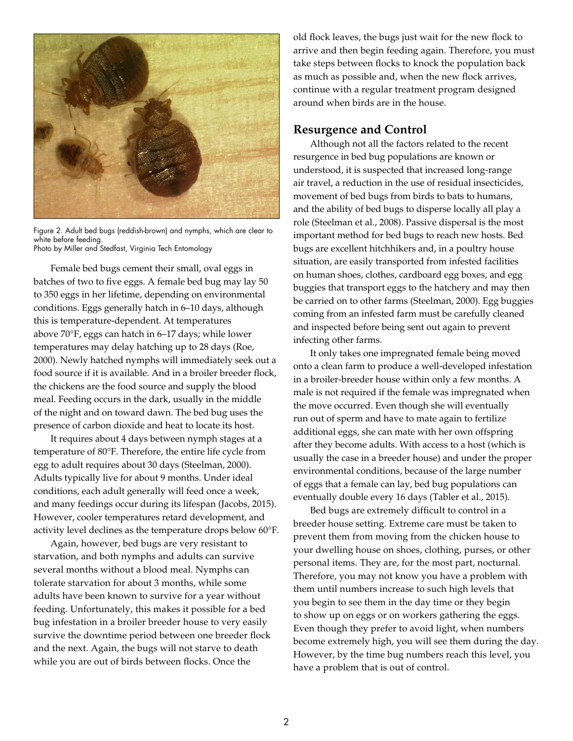Figure 2. Adult bed bugs (reddish-brown) and nymphs, which are clear to white before feeding.
Photo by Miller and Stedfast, Virginia Tech Entomology

Female bed bugs cement their small, oval eggs in batches of two to five eggs. A female bed bug may lay 50 to 350 eggs in her lifetime, depending on environmental conditions. Eggs generally hatch in 6–10 days, although this is temperature-dependent. At temperatures above 70°F, eggs can hatch in 6–17 days; while lower temperatures may delay hatching up to 28 days (Roe, 2000). Newly hatched nymphs will immediately seek out a food source if it is available. And in a broiler breeder flock, the chickens are the food source and supply the blood meal. Feeding occurs in the dark, usually in the middle of the night and on toward dawn. The bed bug uses the presence of carbon dioxide and heat to locate its host.

It requires about 4 days between nymph stages at a temperature of 80°F. Therefore, the entire life cycle from egg to adult requires about 30 days (Steelman, 2000). Adults typically live for about 9 months. Under ideal conditions, each adult generally will feed once a week, and many feedings occur during its lifespan (Jacobs, 2015). However, cooler temperatures retard development, and activity level declines as the temperature drops below 60°F.

Again, however, bed bugs are very resistant to starvation, and both nymphs and adults can survive several months without a blood meal. Nymphs can tolerate starvation for about 3 months, while some adults have been known to survive for a year without feeding. Unfortunately, this makes it possible for a bed bug infestation in a broiler breeder house to very easily survive the downtime period between one breeder flock and the next. Again, the bugs will not starve to death while you are out of birds between flocks. Once the old flock leaves, the bugs just wait for the new flock to arrive and then begin feeding again. Therefore, you must take steps between flocks to knock the population back as much as possible and, when the new flock arrives, continue with a regular treatment program designed around when birds are in the house.

## Resurgence and Control

Although not all the factors related to the recent resurgence in bed bug populations are known or understood, it is suspected that increased long-range air travel, a reduction in the use of residual insecticides, movement of bed bugs from birds to bats to humans, and the ability of bed bugs to disperse locally all play a role (Steelman et al., 2008). Passive dispersal is the most important method for bed bugs to reach new hosts. Bed bugs are excellent hitchhikers and, in a poultry house situation, are easily transported from infested facilities on human shoes, clothes, cardboard egg boxes, and egg buggies that transport eggs to the hatchery and may then be carried on to other farms (Steelman, 2000). Egg buggies coming from an infested farm must be carefully cleaned and inspected before being sent out again to prevent infecting other farms.

It only takes one impregnated female being moved onto a clean farm to produce a well-developed infestation in a broiler-breeder house within only a few months. A male is not required if the female was impregnated when the move occurred. Even though she will eventually run out of sperm and have to mate again to fertilize additional eggs, she can mate with her own offspring after they become adults. With access to a host (which is usually the case in a breeder house) and under the proper environmental conditions, because of the large number of eggs that a female can lay, bed bug populations can eventually double every 16 days (Tabler et al., 2015).

Bed bugs are extremely difficult to control in a breeder house setting. Extreme care must be taken to prevent them from moving from the chicken house to your dwelling house on shoes, clothing, purses, or other personal items. They are, for the most part, nocturnal. Therefore, you may not know you have a problem with them until numbers increase to such high levels that you begin to see them in the day time or they begin to show up on eggs or on workers gathering the eggs. Even though they prefer to avoid light, when numbers become extremely high, you will see them during the day. However, by the time bug numbers reach this level, you have a problem that is out of control.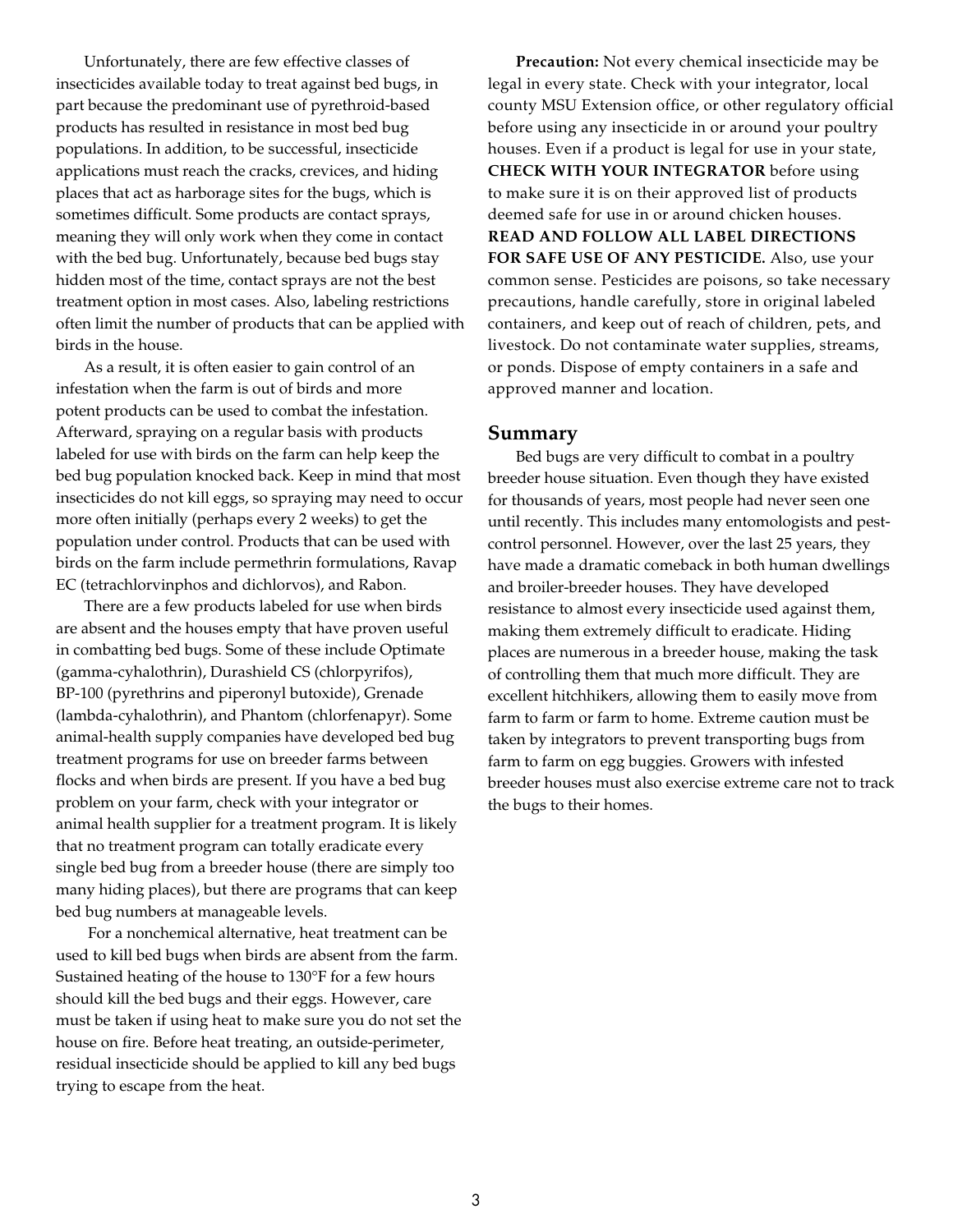Unfortunately, there are few effective classes of insecticides available today to treat against bed bugs, in part because the predominant use of pyrethroid-based products has resulted in resistance in most bed bug populations. In addition, to be successful, insecticide applications must reach the cracks, crevices, and hiding places that act as harborage sites for the bugs, which is sometimes difficult. Some products are contact sprays, meaning they will only work when they come in contact with the bed bug. Unfortunately, because bed bugs stay hidden most of the time, contact sprays are not the best treatment option in most cases. Also, labeling restrictions often limit the number of products that can be applied with birds in the house.

As a result, it is often easier to gain control of an infestation when the farm is out of birds and more potent products can be used to combat the infestation. Afterward, spraying on a regular basis with products labeled for use with birds on the farm can help keep the bed bug population knocked back. Keep in mind that most insecticides do not kill eggs, so spraying may need to occur more often initially (perhaps every 2 weeks) to get the population under control. Products that can be used with birds on the farm include permethrin formulations, Ravap EC (tetrachlorvinphos and dichlorvos), and Rabon.

There are a few products labeled for use when birds are absent and the houses empty that have proven useful in combatting bed bugs. Some of these include Optimate (gamma-cyhalothrin), Durashield CS (chlorpyrifos), BP-100 (pyrethrins and piperonyl butoxide), Grenade (lambda-cyhalothrin), and Phantom (chlorfenapyr). Some animal-health supply companies have developed bed bug treatment programs for use on breeder farms between flocks and when birds are present. If you have a bed bug problem on your farm, check with your integrator or animal health supplier for a treatment program. It is likely that no treatment program can totally eradicate every single bed bug from a breeder house (there are simply too many hiding places), but there are programs that can keep bed bug numbers at manageable levels.

For a nonchemical alternative, heat treatment can be used to kill bed bugs when birds are absent from the farm. Sustained heating of the house to 130°F for a few hours should kill the bed bugs and their eggs. However, care must be taken if using heat to make sure you do not set the house on fire. Before heat treating, an outside-perimeter, residual insecticide should be applied to kill any bed bugs trying to escape from the heat.

**Precaution:** Not every chemical insecticide may be legal in every state. Check with your integrator, local county MSU Extension office, or other regulatory official before using any insecticide in or around your poultry houses. Even if a product is legal for use in your state, **CHECK WITH YOUR INTEGRATOR** before using to make sure it is on their approved list of products deemed safe for use in or around chicken houses. **READ AND FOLLOW ALL LABEL DIRECTIONS FOR SAFE USE OF ANY PESTICIDE.** Also, use your common sense. Pesticides are poisons, so take necessary precautions, handle carefully, store in original labeled containers, and keep out of reach of children, pets, and livestock. Do not contaminate water supplies, streams, or ponds. Dispose of empty containers in a safe and approved manner and location.

## Summary

Bed bugs are very difficult to combat in a poultry breeder house situation. Even though they have existed for thousands of years, most people had never seen one until recently. This includes many entomologists and pest-control personnel. However, over the last 25 years, they have made a dramatic comeback in both human dwellings and broiler-breeder houses. They have developed resistance to almost every insecticide used against them, making them extremely difficult to eradicate. Hiding places are numerous in a breeder house, making the task of controlling them that much more difficult. They are excellent hitchhikers, allowing them to easily move from farm to farm or farm to home. Extreme caution must be taken by integrators to prevent transporting bugs from farm to farm on egg buggies. Growers with infested breeder houses must also exercise extreme care not to track the bugs to their homes.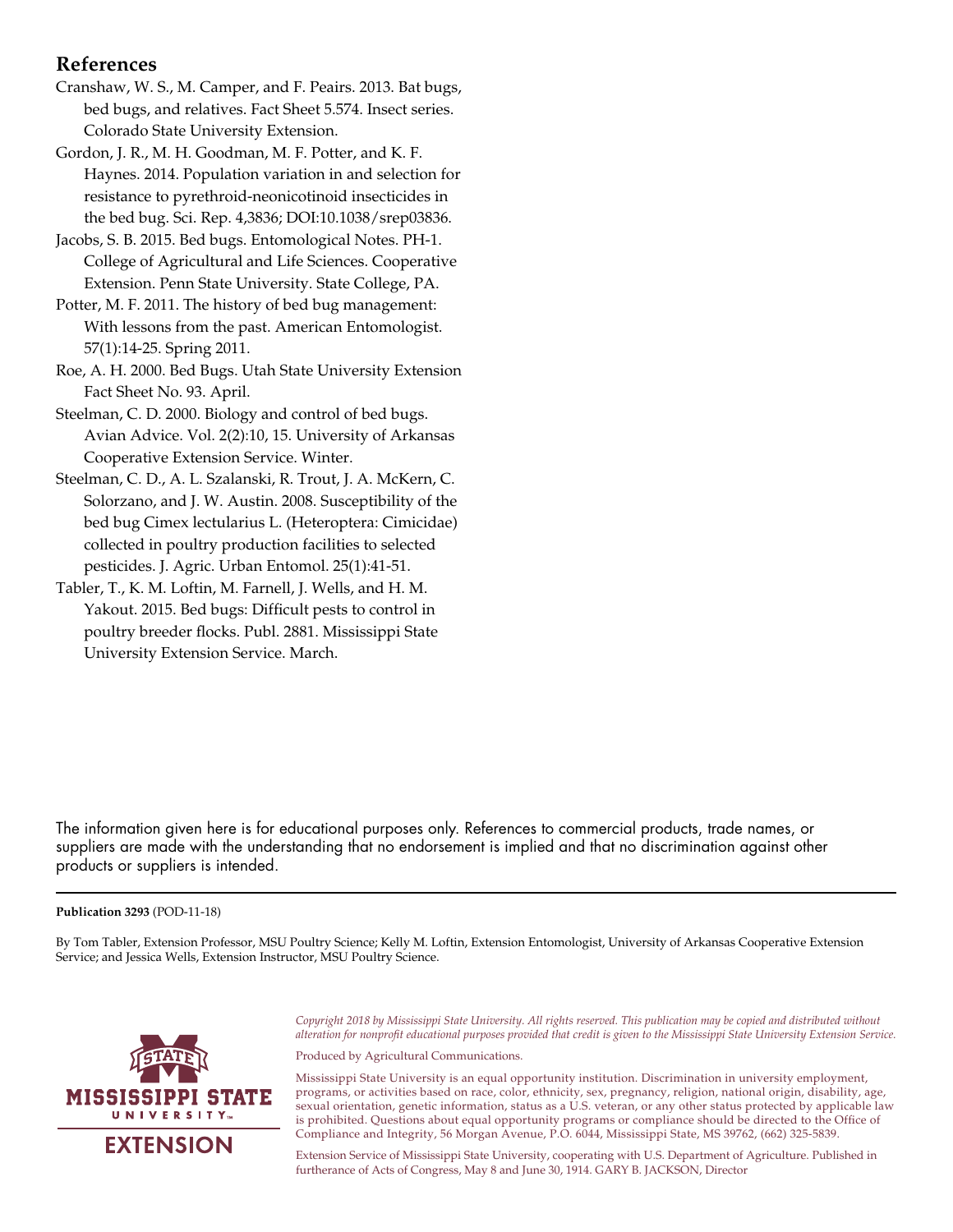## References

Cranshaw, W. S., M. Camper, and F. Peairs. 2013. Bat bugs, bed bugs, and relatives. Fact Sheet 5.574. Insect series. Colorado State University Extension.

Gordon, J. R., M. H. Goodman, M. F. Potter, and K. F. Haynes. 2014. Population variation in and selection for resistance to pyrethroid-neonicotinoid insecticides in the bed bug. Sci. Rep. 4,3836; DOI:10.1038/srep03836.

Jacobs, S. B. 2015. Bed bugs. Entomological Notes. PH-1. College of Agricultural and Life Sciences. Cooperative Extension. Penn State University. State College, PA.

Potter, M. F. 2011. The history of bed bug management: With lessons from the past. American Entomologist. 57(1):14-25. Spring 2011.

Roe, A. H. 2000. Bed Bugs. Utah State University Extension Fact Sheet No. 93. April.

Steelman, C. D. 2000. Biology and control of bed bugs. Avian Advice. Vol. 2(2):10, 15. University of Arkansas Cooperative Extension Service. Winter.

Steelman, C. D., A. L. Szalanski, R. Trout, J. A. McKern, C. Solorzano, and J. W. Austin. 2008. Susceptibility of the bed bug Cimex lectularius L. (Heteroptera: Cimicidae) collected in poultry production facilities to selected pesticides. J. Agric. Urban Entomol. 25(1):41-51.

Tabler, T., K. M. Loftin, M. Farnell, J. Wells, and H. M. Yakout. 2015. Bed bugs: Difficult pests to control in poultry breeder flocks. Publ. 2881. Mississippi State University Extension Service. March.

The information given here is for educational purposes only. References to commercial products, trade names, or suppliers are made with the understanding that no endorsement is implied and that no discrimination against other products or suppliers is intended.

---

**Publication 3293** (POD-11-18)

By Tom Tabler, Extension Professor, MSU Poultry Science; Kelly M. Loftin, Extension Entomologist, University of Arkansas Cooperative Extension Service; and Jessica Wells, Extension Instructor, MSU Poultry Science.

MISSISSIPPI STATE UNIVERSITY EXTENSION

*Copyright 2018 by Mississippi State University. All rights reserved. This publication may be copied and distributed without alteration for nonprofit educational purposes provided that credit is given to the Mississippi State University Extension Service.*

Produced by Agricultural Communications.

Mississippi State University is an equal opportunity institution. Discrimination in university employment, programs, or activities based on race, color, ethnicity, sex, pregnancy, religion, national origin, disability, age, sexual orientation, genetic information, status as a U.S. veteran, or any other status protected by applicable law is prohibited. Questions about equal opportunity programs or compliance should be directed to the Office of Compliance and Integrity, 56 Morgan Avenue, P.O. 6044, Mississippi State, MS 39762, (662) 325-5839.

Extension Service of Mississippi State University, cooperating with U.S. Department of Agriculture. Published in furtherance of Acts of Congress, May 8 and June 30, 1914. GARY B. JACKSON, Director